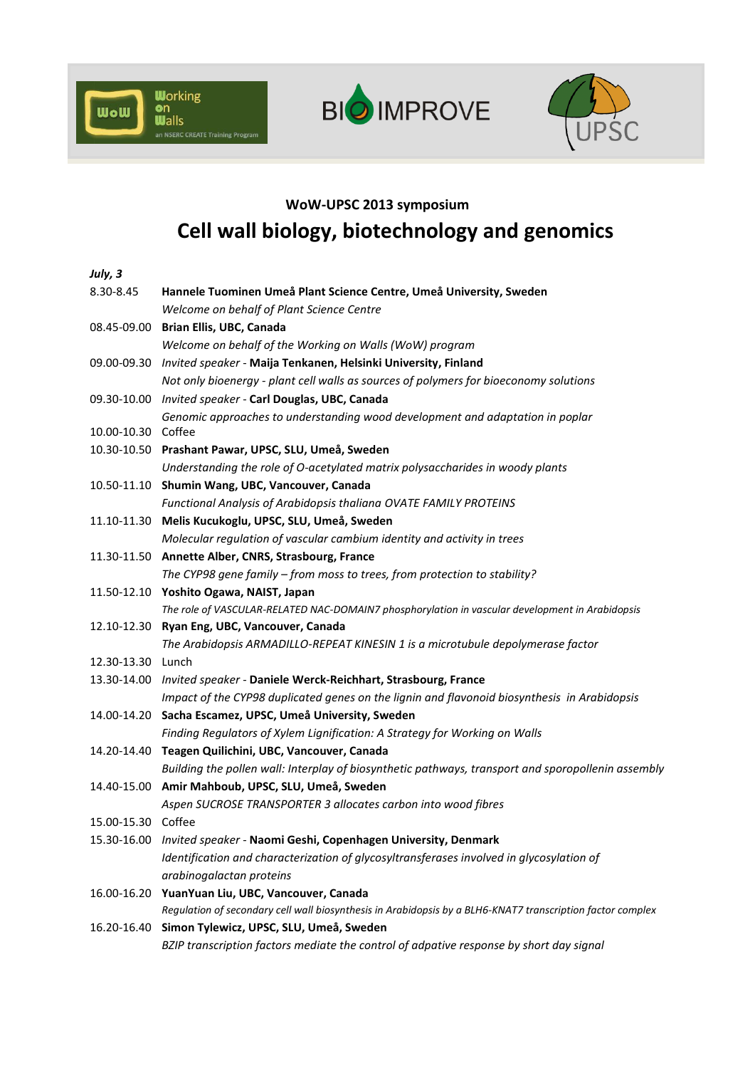WoW-UPSC 2013 symposium

# Cell wall biology, biotechnology and genomics

***July, 3***

| | |
|---|---|
| 8.30-8.45 | **Hannele Tuominen Umeå Plant Science Centre, Umeå University, Sweden**<br>*Welcome on behalf of Plant Science Centre* |
| 08.45-09.00 | **Brian Ellis, UBC, Canada**<br>*Welcome on behalf of the Working on Walls (WoW) program* |
| 09.00-09.30 | *Invited speaker* - **Maija Tenkanen, Helsinki University, Finland**<br>*Not only bioenergy - plant cell walls as sources of polymers for bioeconomy solutions* |
| 09.30-10.00 | *Invited speaker* - **Carl Douglas, UBC, Canada**<br>*Genomic approaches to understanding wood development and adaptation in poplar* |
| 10.00-10.30 | Coffee |
| 10.30-10.50 | **Prashant Pawar, UPSC, SLU, Umeå, Sweden**<br>*Understanding the role of O-acetylated matrix polysaccharides in woody plants* |
| 10.50-11.10 | **Shumin Wang, UBC, Vancouver, Canada**<br>*Functional Analysis of Arabidopsis thaliana OVATE FAMILY PROTEINS* |
| 11.10-11.30 | **Melis Kucukoglu, UPSC, SLU, Umeå, Sweden**<br>*Molecular regulation of vascular cambium identity and activity in trees* |
| 11.30-11.50 | **Annette Alber, CNRS, Strasbourg, France**<br>*The CYP98 gene family – from moss to trees, from protection to stability?* |
| 11.50-12.10 | **Yoshito Ogawa, NAIST, Japan**<br>*The role of VASCULAR-RELATED NAC-DOMAIN7 phosphorylation in vascular development in Arabidopsis* |
| 12.10-12.30 | **Ryan Eng, UBC, Vancouver, Canada**<br>*The Arabidopsis ARMADILLO-REPEAT KINESIN 1 is a microtubule depolymerase factor* |
| 12.30-13.30 | Lunch |
| 13.30-14.00 | *Invited speaker* - **Daniele Werck-Reichhart, Strasbourg, France**<br>*Impact of the CYP98 duplicated genes on the lignin and flavonoid biosynthesis in Arabidopsis* |
| 14.00-14.20 | **Sacha Escamez, UPSC, Umeå University, Sweden**<br>*Finding Regulators of Xylem Lignification: A Strategy for Working on Walls* |
| 14.20-14.40 | **Teagen Quilichini, UBC, Vancouver, Canada**<br>*Building the pollen wall: Interplay of biosynthetic pathways, transport and sporopollenin assembly* |
| 14.40-15.00 | **Amir Mahboub, UPSC, SLU, Umeå, Sweden**<br>*Aspen SUCROSE TRANSPORTER 3 allocates carbon into wood fibres* |
| 15.00-15.30 | Coffee |
| 15.30-16.00 | *Invited speaker* - **Naomi Geshi, Copenhagen University, Denmark**<br>*Identification and characterization of glycosyltransferases involved in glycosylation of arabinogalactan proteins* |
| 16.00-16.20 | **YuanYuan Liu, UBC, Vancouver, Canada**<br>*Regulation of secondary cell wall biosynthesis in Arabidopsis by a BLH6-KNAT7 transcription factor complex* |
| 16.20-16.40 | **Simon Tylewicz, UPSC, SLU, Umeå, Sweden**<br>*BZIP transcription factors mediate the control of adpative response by short day signal* |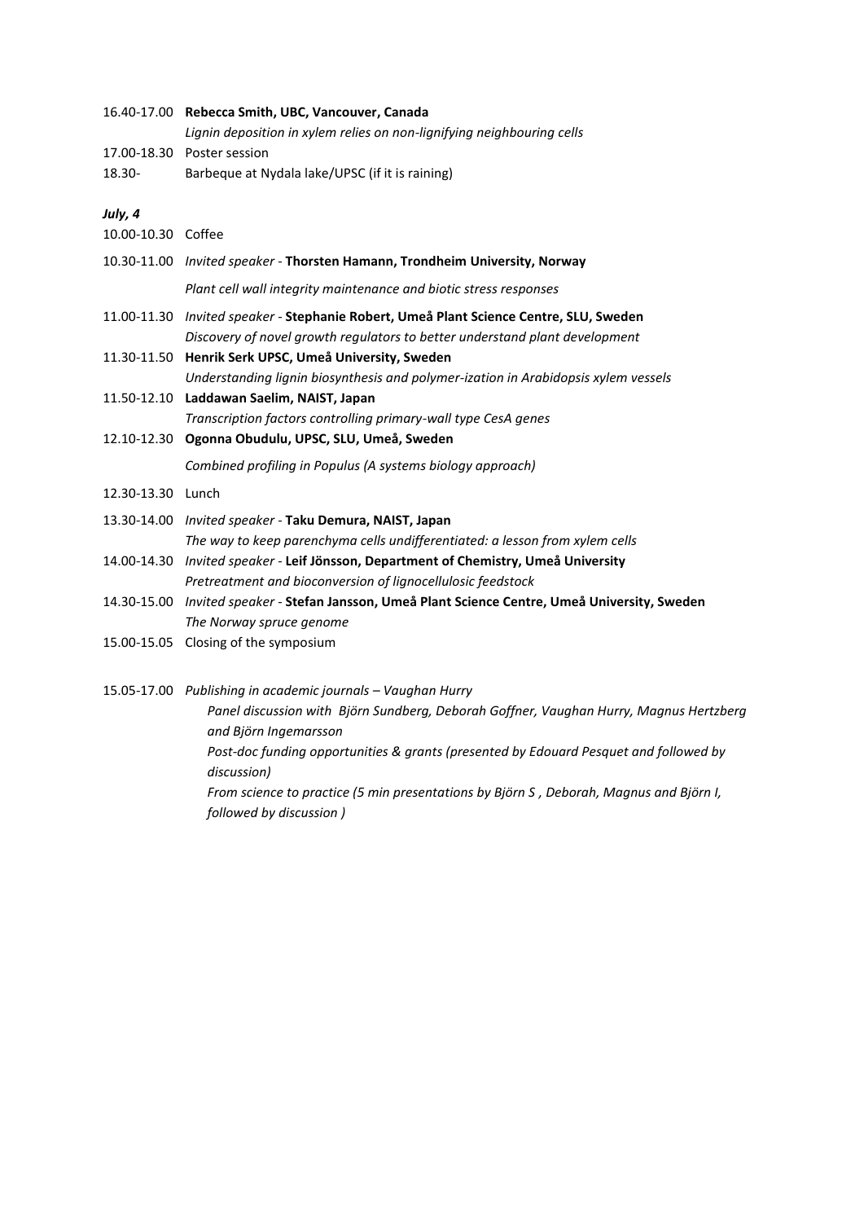16.40-17.00 **Rebecca Smith, UBC, Vancouver, Canada**
*Lignin deposition in xylem relies on non-lignifying neighbouring cells*

17.00-18.30 Poster session

18.30- Barbeque at Nydala lake/UPSC (if it is raining)

***July, 4***

10.00-10.30 Coffee

10.30-11.00 *Invited speaker* - **Thorsten Hamann, Trondheim University, Norway**
*Plant cell wall integrity maintenance and biotic stress responses*

11.00-11.30 *Invited speaker* - **Stephanie Robert, Umeå Plant Science Centre, SLU, Sweden**
*Discovery of novel growth regulators to better understand plant development*

11.30-11.50 **Henrik Serk UPSC, Umeå University, Sweden**
*Understanding lignin biosynthesis and polymer-ization in Arabidopsis xylem vessels*

11.50-12.10 **Laddawan Saelim, NAIST, Japan**
*Transcription factors controlling primary-wall type CesA genes*

12.10-12.30 **Ogonna Obudulu, UPSC, SLU, Umeå, Sweden**
*Combined profiling in Populus (A systems biology approach)*

12.30-13.30 Lunch

13.30-14.00 *Invited speaker* - **Taku Demura, NAIST, Japan**
*The way to keep parenchyma cells undifferentiated: a lesson from xylem cells*

14.00-14.30 *Invited speaker* - **Leif Jönsson, Department of Chemistry, Umeå University**
*Pretreatment and bioconversion of lignocellulosic feedstock*

14.30-15.00 *Invited speaker* - **Stefan Jansson, Umeå Plant Science Centre, Umeå University, Sweden**
*The Norway spruce genome*

15.00-15.05 Closing of the symposium

15.05-17.00 *Publishing in academic journals – Vaughan Hurry*
*Panel discussion with Björn Sundberg, Deborah Goffner, Vaughan Hurry, Magnus Hertzberg and Björn Ingemarsson*
*Post-doc funding opportunities & grants (presented by Edouard Pesquet and followed by discussion)*
*From science to practice (5 min presentations by Björn S , Deborah, Magnus and Björn I, followed by discussion )*